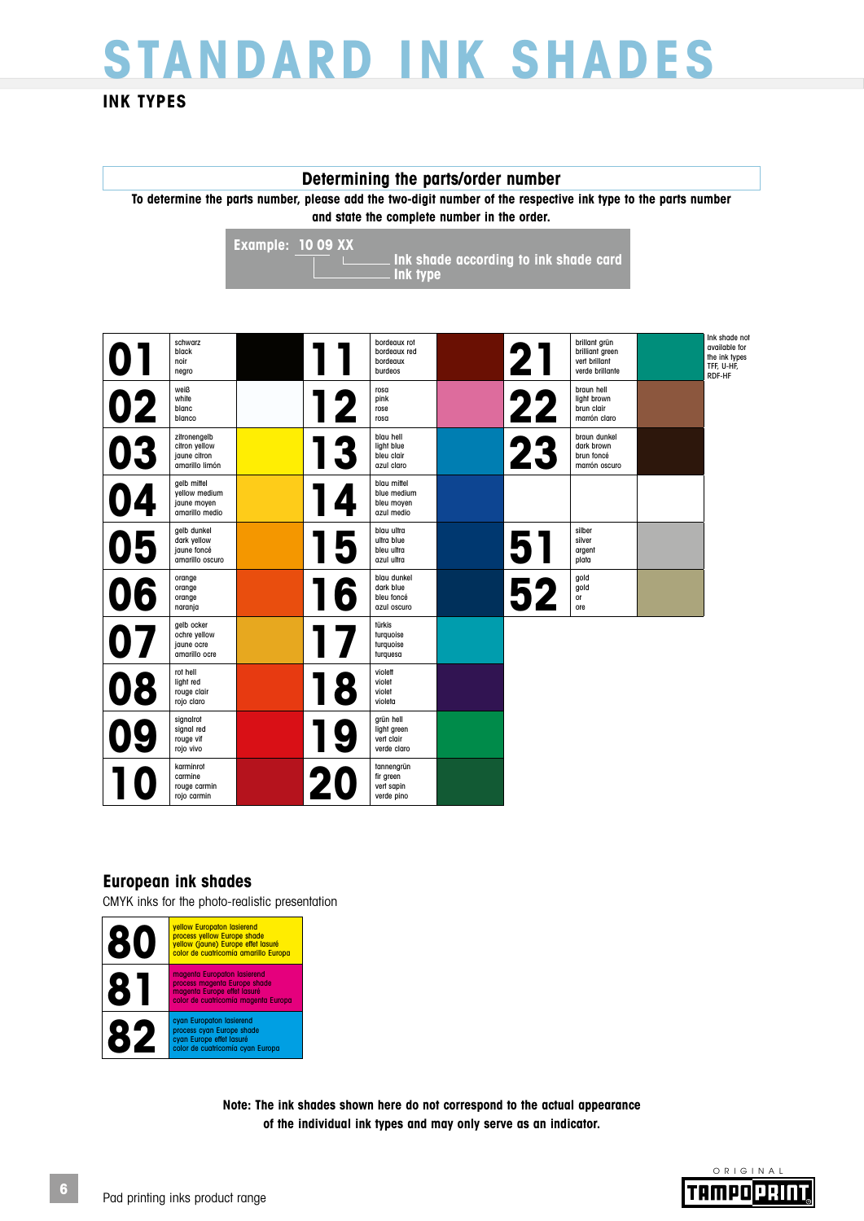# STANDARD INK SHADES

## INK TYPES

### Determining the parts/order number

**To determine the parts number, please add the two-digit number of the respective ink type to the parts number and state the complete number in the order.**

**Example: 10 09 XX**
- **Ink shade according to ink shade card**
- **Ink type**

| No. | Name | No. | Name | No. | Name |
|---|---|---|---|---|---|
| 01 | schwarz / black / noir / negro | 11 | bordeaux rot / bordeaux red / bordeaux / burdeos | 21 | brillant grün / brilliant green / vert brillant / verde brillante |
| 02 | weiß / white / blanc / blanco | 12 | rosa / pink / rose / rosa | 22 | braun hell / light brown / brun clair / marrón claro |
| 03 | zitronengelb / citron yellow / jaune citron / amarillo limón | 13 | blau hell / light blue / bleu clair / azul claro | 23 | braun dunkel / dark brown / brun foncé / marrón oscuro |
| 04 | gelb mittel / yellow medium / jaune moyen / amarillo medio | 14 | blau mittel / blue medium / bleu moyen / azul medio | | |
| 05 | gelb dunkel / dark yellow / jaune foncé / amarillo oscuro | 15 | blau ultra / ultra blue / bleu ultra / azul ultra | 51 | silber / silver / argent / plata |
| 06 | orange / orange / orange / naranja | 16 | blau dunkel / dark blue / bleu foncé / azul oscuro | 52 | gold / gold / or / oro |
| 07 | gelb ocker / ochre yellow / jaune ocre / amarillo ocre | 17 | türkis / turquoise / turquoise / turquesa | | |
| 08 | rot hell / light red / rouge clair / rojo claro | 18 | violett / violet / violet / violeta | | |
| 09 | signalrot / signal red / rouge vif / rojo vivo | 19 | grün hell / light green / vert clair / verde claro | | |
| 10 | karminrot / carmine / rouge carmin / rojo carmín | 20 | tannengrün / fir green / vert sapin / verde pino | | |

Ink shade not available for the ink types TFF, U-HF, RDF-HF

### European ink shades

CMYK inks for the photo-realistic presentation

| No. | Name |
|---|---|
| 80 | yellow Europaton lasierend / process yellow Europe shade / yellow (jaune) Europe effet lasuré / color de cuatricomía amarillo Europa |
| 81 | magenta Europaton lasierend / process magenta Europe shade / magenta Europe effet lasuré / color de cuatricomía magenta Europa |
| 82 | cyan Europaton lasierend / process cyan Europe shade / cyan Europe effet lasuré / color de cuatricomía cyan Europa |

**Note: The ink shades shown here do not correspond to the actual appearance of the individual ink types and may only serve as an indicator.**

Pad printing inks product range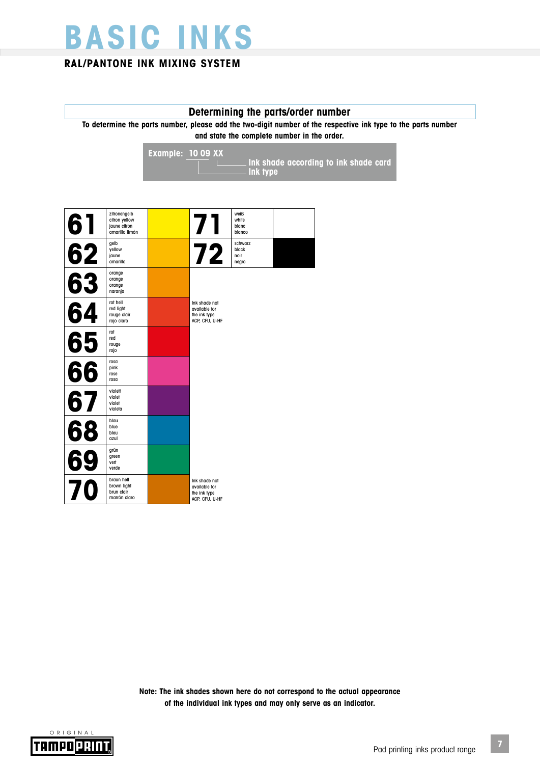# BASIC INKS

## RAL/PANTONE INK MIXING SYSTEM

### Determining the parts/order number

**To determine the parts number, please add the two-digit number of the respective ink type to the parts number and state the complete number in the order.**

**Example: 10 09 XX**
- **Ink shade according to ink shade card**
- **Ink type**

| | | | | |
|---|---|---|---|---|
| 61 | zitronengelb<br>citron yellow<br>jaune citron<br>amarillo limón | 71 | weiß<br>white<br>blanc<br>blanco | |
| 62 | gelb<br>yellow<br>jaune<br>amarillo | 72 | schwarz<br>black<br>noir<br>negro | |
| 63 | orange<br>orange<br>orange<br>naranja | | | |
| 64 | rot hell<br>red light<br>rouge clair<br>rojo claro | Ink shade not available for the ink type ACP, CFU, U-HF | | |
| 65 | rot<br>red<br>rouge<br>rojo | | | |
| 66 | rosa<br>pink<br>rose<br>rosa | | | |
| 67 | violett<br>violet<br>violet<br>violeta | | | |
| 68 | blau<br>blue<br>bleu<br>azul | | | |
| 69 | grün<br>green<br>vert<br>verde | | | |
| 70 | braun hell<br>brown light<br>brun clair<br>marrón claro | Ink shade not available for the ink type ACP, CFU, U-HF | | |

**Note: The ink shades shown here do not correspond to the actual appearance of the individual ink types and may only serve as an indicator.**